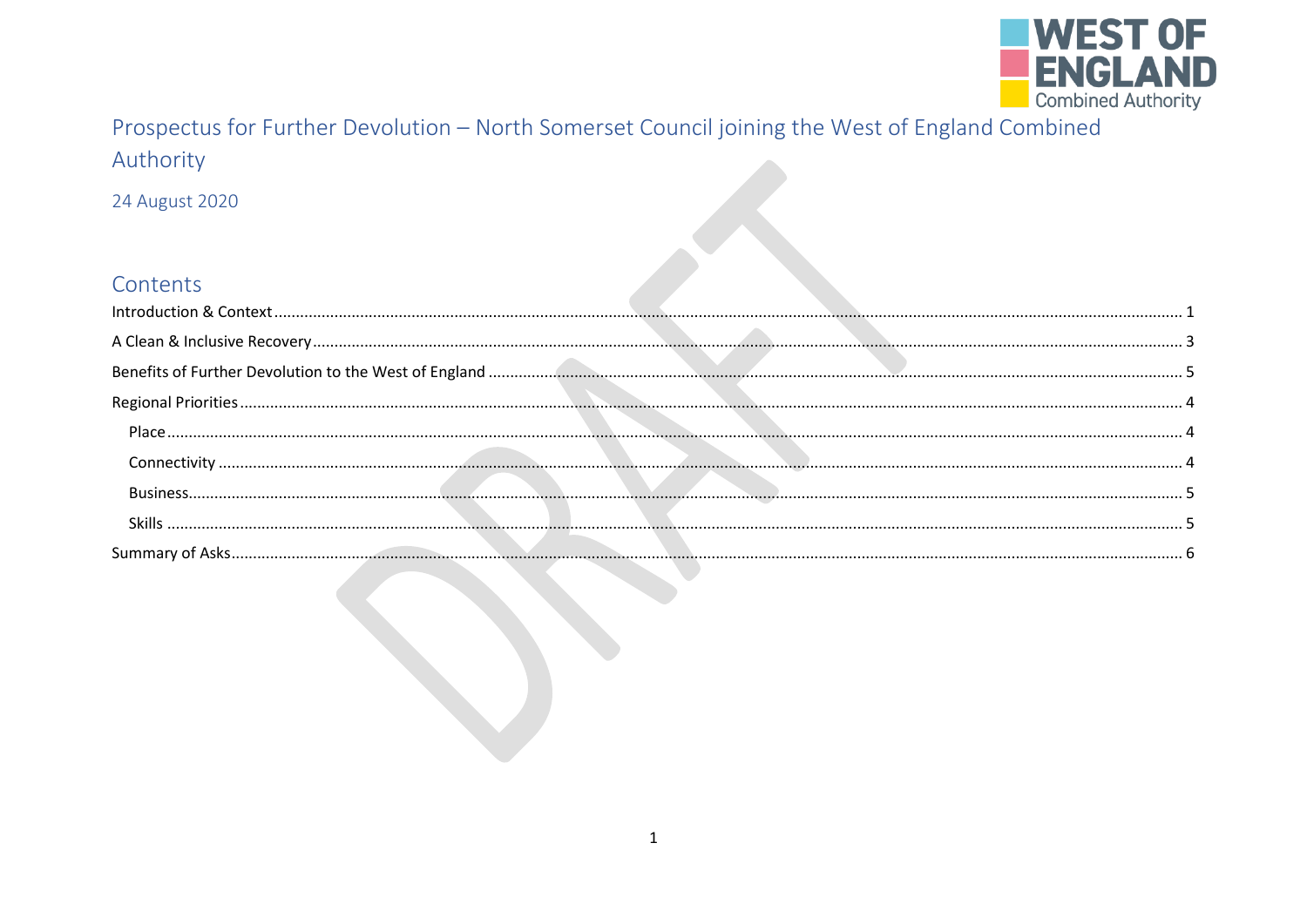# Prospectus for Further Devolution – North Somerset Council joining the West of England Combined Authority

24 August 2020

## Contents

Introduction & Context ........ 1

A Clean & Inclusive Recovery ........ 3

Benefits of Further Devolution to the West of England ........ 5

Regional Priorities ........ 4

- Place ........ 4
- Connectivity ........ 4
- Business ........ 5
- Skills ........ 5

Summary of Asks ........ 6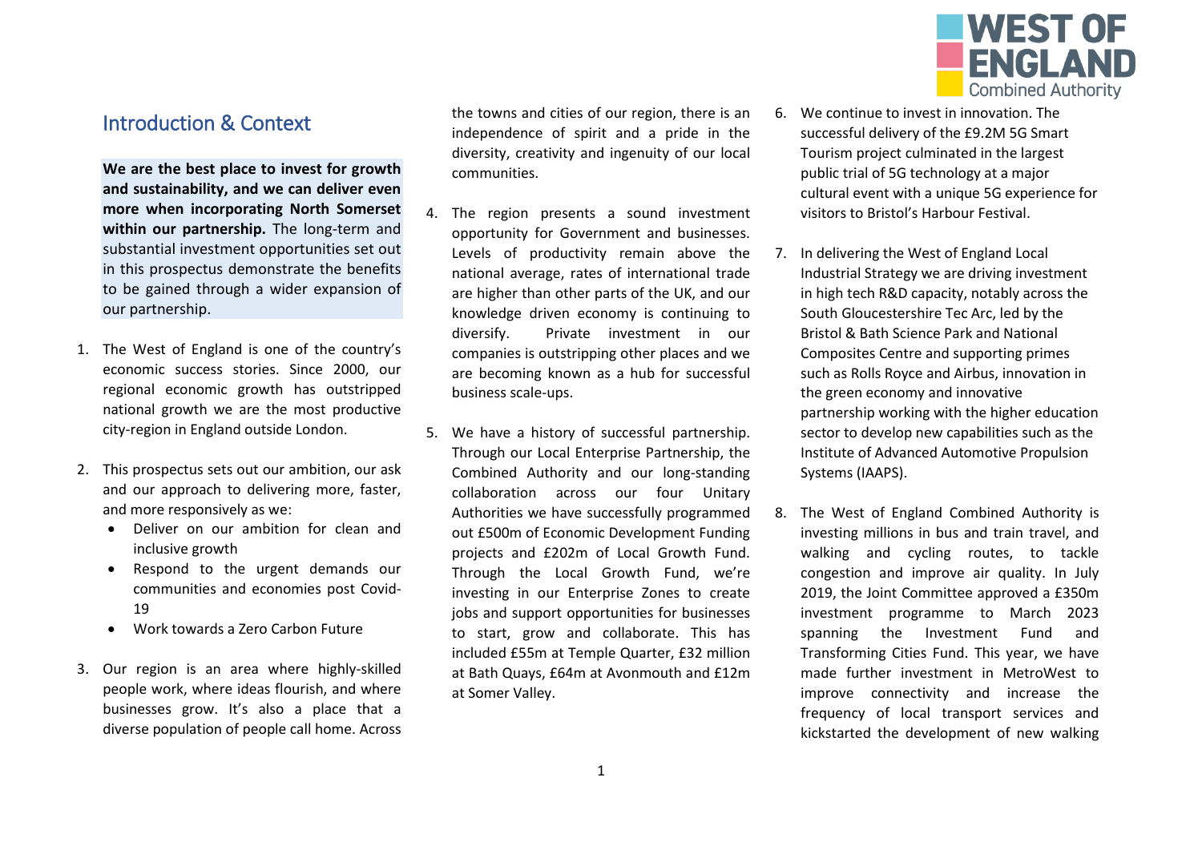## Introduction & Context

**We are the best place to invest for growth and sustainability, and we can deliver even more when incorporating North Somerset within our partnership.** The long-term and substantial investment opportunities set out in this prospectus demonstrate the benefits to be gained through a wider expansion of our partnership.

1. The West of England is one of the country's economic success stories. Since 2000, our regional economic growth has outstripped national growth we are the most productive city-region in England outside London.

2. This prospectus sets out our ambition, our ask and our approach to delivering more, faster, and more responsively as we:
   - Deliver on our ambition for clean and inclusive growth
   - Respond to the urgent demands our communities and economies post Covid-19
   - Work towards a Zero Carbon Future

3. Our region is an area where highly-skilled people work, where ideas flourish, and where businesses grow. It's also a place that a diverse population of people call home. Across the towns and cities of our region, there is an independence of spirit and a pride in the diversity, creativity and ingenuity of our local communities.

4. The region presents a sound investment opportunity for Government and businesses. Levels of productivity remain above the national average, rates of international trade are higher than other parts of the UK, and our knowledge driven economy is continuing to diversify. Private investment in our companies is outstripping other places and we are becoming known as a hub for successful business scale-ups.

5. We have a history of successful partnership. Through our Local Enterprise Partnership, the Combined Authority and our long-standing collaboration across our four Unitary Authorities we have successfully programmed out £500m of Economic Development Funding projects and £202m of Local Growth Fund. Through the Local Growth Fund, we're investing in our Enterprise Zones to create jobs and support opportunities for businesses to start, grow and collaborate. This has included £55m at Temple Quarter, £32 million at Bath Quays, £64m at Avonmouth and £12m at Somer Valley.

6. We continue to invest in innovation. The successful delivery of the £9.2M 5G Smart Tourism project culminated in the largest public trial of 5G technology at a major cultural event with a unique 5G experience for visitors to Bristol's Harbour Festival.

7. In delivering the West of England Local Industrial Strategy we are driving investment in high tech R&D capacity, notably across the South Gloucestershire Tec Arc, led by the Bristol & Bath Science Park and National Composites Centre and supporting primes such as Rolls Royce and Airbus, innovation in the green economy and innovative partnership working with the higher education sector to develop new capabilities such as the Institute of Advanced Automotive Propulsion Systems (IAAPS).

8. The West of England Combined Authority is investing millions in bus and train travel, and walking and cycling routes, to tackle congestion and improve air quality. In July 2019, the Joint Committee approved a £350m investment programme to March 2023 spanning the Investment Fund and Transforming Cities Fund. This year, we have made further investment in MetroWest to improve connectivity and increase the frequency of local transport services and kickstarted the development of new walking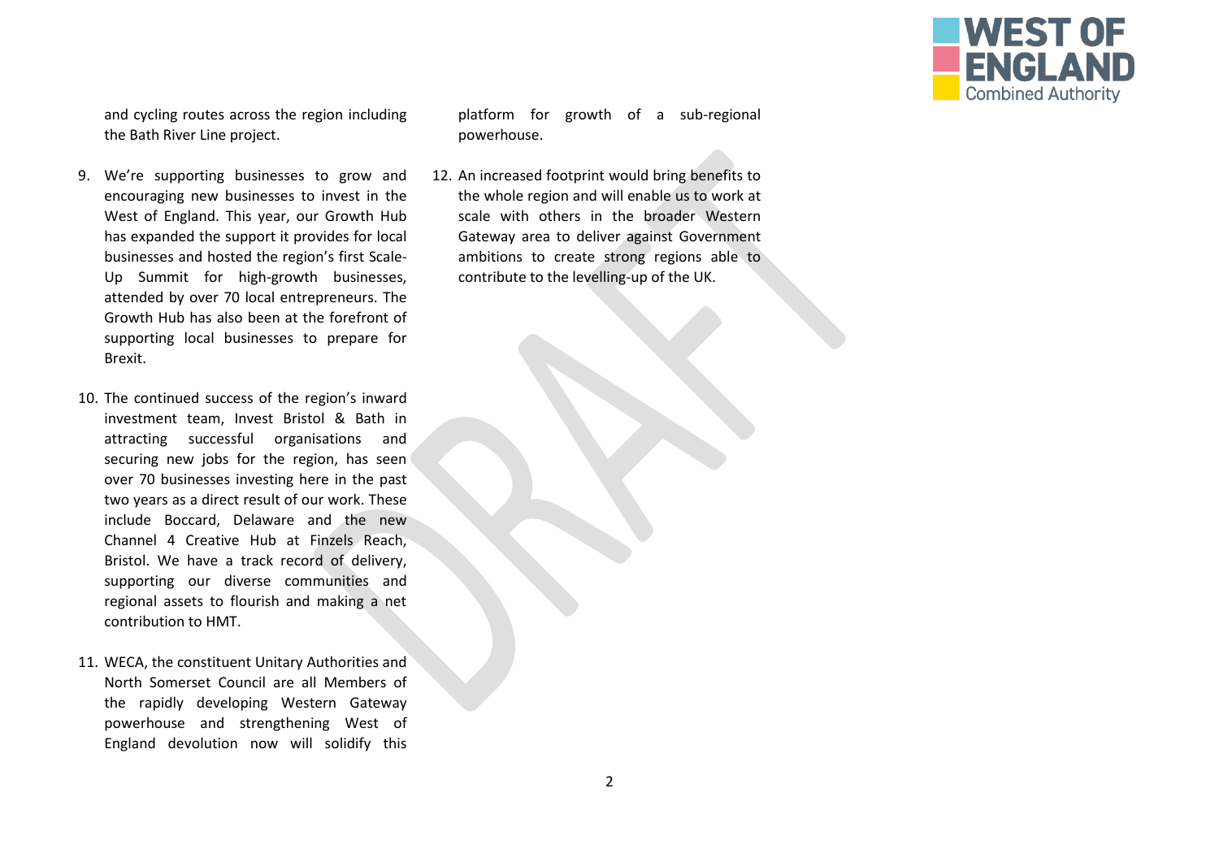and cycling routes across the region including the Bath River Line project.

9. We're supporting businesses to grow and encouraging new businesses to invest in the West of England. This year, our Growth Hub has expanded the support it provides for local businesses and hosted the region's first Scale-Up Summit for high-growth businesses, attended by over 70 local entrepreneurs. The Growth Hub has also been at the forefront of supporting local businesses to prepare for Brexit.

10. The continued success of the region's inward investment team, Invest Bristol & Bath in attracting successful organisations and securing new jobs for the region, has seen over 70 businesses investing here in the past two years as a direct result of our work. These include Boccard, Delaware and the new Channel 4 Creative Hub at Finzels Reach, Bristol. We have a track record of delivery, supporting our diverse communities and regional assets to flourish and making a net contribution to HMT.

11. WECA, the constituent Unitary Authorities and North Somerset Council are all Members of the rapidly developing Western Gateway powerhouse and strengthening West of England devolution now will solidify this platform for growth of a sub-regional powerhouse.

12. An increased footprint would bring benefits to the whole region and will enable us to work at scale with others in the broader Western Gateway area to deliver against Government ambitions to create strong regions able to contribute to the levelling-up of the UK.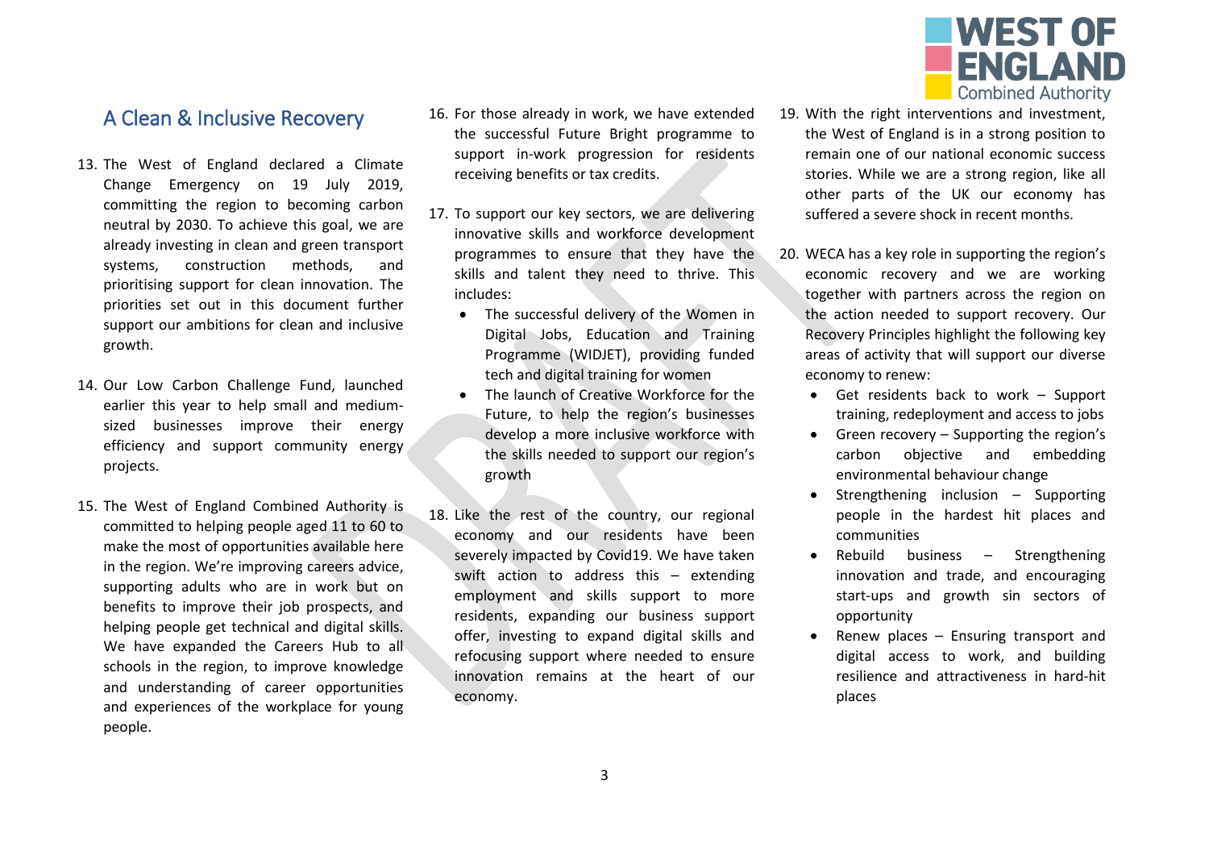## A Clean & Inclusive Recovery

13. The West of England declared a Climate Change Emergency on 19 July 2019, committing the region to becoming carbon neutral by 2030. To achieve this goal, we are already investing in clean and green transport systems, construction methods, and prioritising support for clean innovation. The priorities set out in this document further support our ambitions for clean and inclusive growth.

14. Our Low Carbon Challenge Fund, launched earlier this year to help small and medium-sized businesses improve their energy efficiency and support community energy projects.

15. The West of England Combined Authority is committed to helping people aged 11 to 60 to make the most of opportunities available here in the region. We're improving careers advice, supporting adults who are in work but on benefits to improve their job prospects, and helping people get technical and digital skills. We have expanded the Careers Hub to all schools in the region, to improve knowledge and understanding of career opportunities and experiences of the workplace for young people.

16. For those already in work, we have extended the successful Future Bright programme to support in-work progression for residents receiving benefits or tax credits.

17. To support our key sectors, we are delivering innovative skills and workforce development programmes to ensure that they have the skills and talent they need to thrive. This includes:
    - The successful delivery of the Women in Digital Jobs, Education and Training Programme (WIDJET), providing funded tech and digital training for women
    - The launch of Creative Workforce for the Future, to help the region's businesses develop a more inclusive workforce with the skills needed to support our region's growth

18. Like the rest of the country, our regional economy and our residents have been severely impacted by Covid19. We have taken swift action to address this – extending employment and skills support to more residents, expanding our business support offer, investing to expand digital skills and refocusing support where needed to ensure innovation remains at the heart of our economy.

19. With the right interventions and investment, the West of England is in a strong position to remain one of our national economic success stories. While we are a strong region, like all other parts of the UK our economy has suffered a severe shock in recent months.

20. WECA has a key role in supporting the region's economic recovery and we are working together with partners across the region on the action needed to support recovery. Our Recovery Principles highlight the following key areas of activity that will support our diverse economy to renew:
    - Get residents back to work – Support training, redeployment and access to jobs
    - Green recovery – Supporting the region's carbon objective and embedding environmental behaviour change
    - Strengthening inclusion – Supporting people in the hardest hit places and communities
    - Rebuild business – Strengthening innovation and trade, and encouraging start-ups and growth sin sectors of opportunity
    - Renew places – Ensuring transport and digital access to work, and building resilience and attractiveness in hard-hit places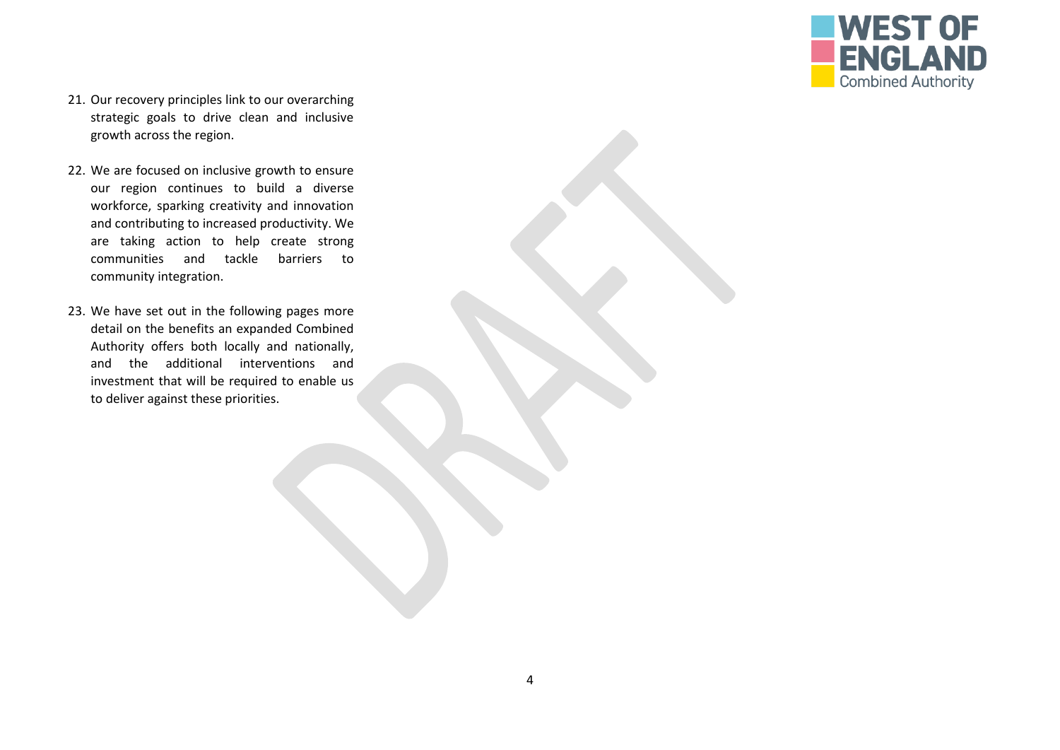21. Our recovery principles link to our overarching strategic goals to drive clean and inclusive growth across the region.

22. We are focused on inclusive growth to ensure our region continues to build a diverse workforce, sparking creativity and innovation and contributing to increased productivity. We are taking action to help create strong communities and tackle barriers to community integration.

23. We have set out in the following pages more detail on the benefits an expanded Combined Authority offers both locally and nationally, and the additional interventions and investment that will be required to enable us to deliver against these priorities.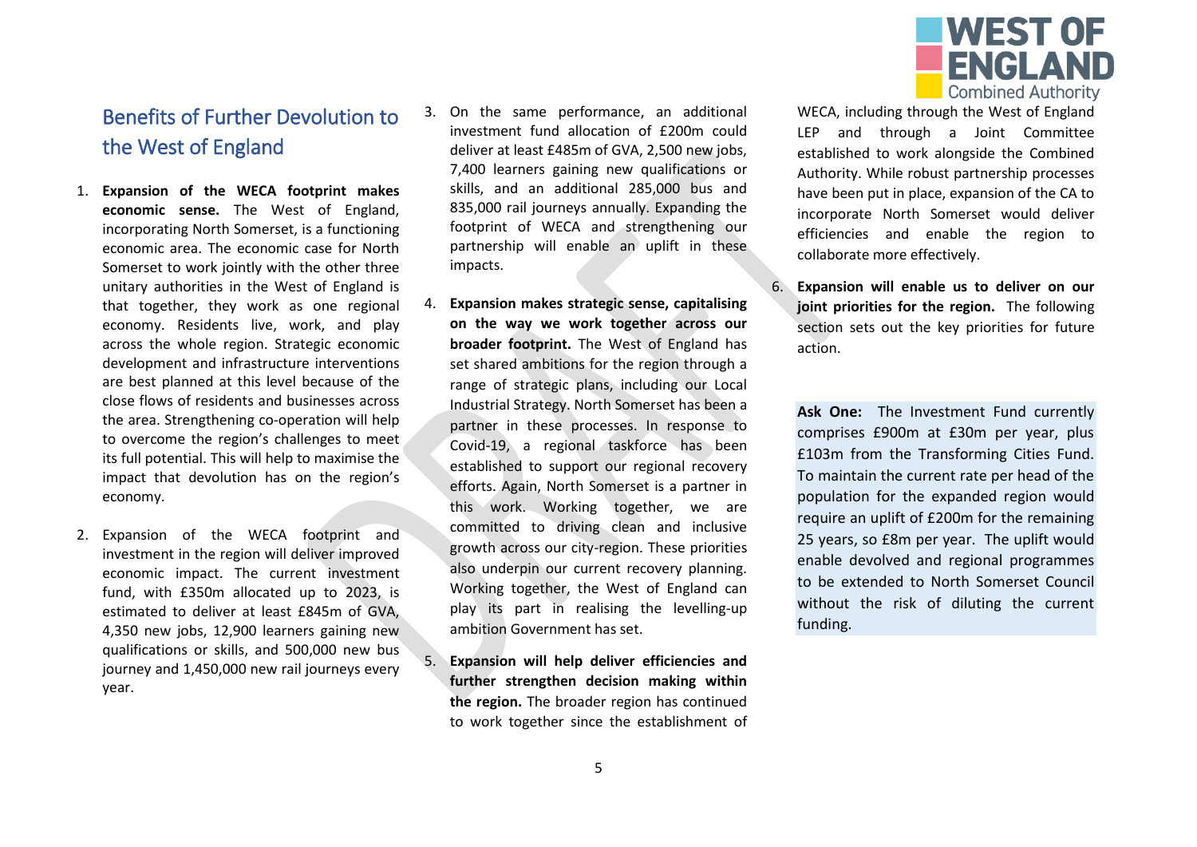## Benefits of Further Devolution to the West of England

1. **Expansion of the WECA footprint makes economic sense.** The West of England, incorporating North Somerset, is a functioning economic area. The economic case for North Somerset to work jointly with the other three unitary authorities in the West of England is that together, they work as one regional economy. Residents live, work, and play across the whole region. Strategic economic development and infrastructure interventions are best planned at this level because of the close flows of residents and businesses across the area. Strengthening co-operation will help to overcome the region's challenges to meet its full potential. This will help to maximise the impact that devolution has on the region's economy.

2. Expansion of the WECA footprint and investment in the region will deliver improved economic impact. The current investment fund, with £350m allocated up to 2023, is estimated to deliver at least £845m of GVA, 4,350 new jobs, 12,900 learners gaining new qualifications or skills, and 500,000 new bus journey and 1,450,000 new rail journeys every year.

3. On the same performance, an additional investment fund allocation of £200m could deliver at least £485m of GVA, 2,500 new jobs, 7,400 learners gaining new qualifications or skills, and an additional 285,000 bus and 835,000 rail journeys annually. Expanding the footprint of WECA and strengthening our partnership will enable an uplift in these impacts.

4. **Expansion makes strategic sense, capitalising on the way we work together across our broader footprint.** The West of England has set shared ambitions for the region through a range of strategic plans, including our Local Industrial Strategy. North Somerset has been a partner in these processes. In response to Covid-19, a regional taskforce has been established to support our regional recovery efforts. Again, North Somerset is a partner in this work. Working together, we are committed to driving clean and inclusive growth across our city-region. These priorities also underpin our current recovery planning. Working together, the West of England can play its part in realising the levelling-up ambition Government has set.

5. **Expansion will help deliver efficiencies and further strengthen decision making within the region.** The broader region has continued to work together since the establishment of WECA, including through the West of England LEP and through a Joint Committee established to work alongside the Combined Authority. While robust partnership processes have been put in place, expansion of the CA to incorporate North Somerset would deliver efficiencies and enable the region to collaborate more effectively.

6. **Expansion will enable us to deliver on our joint priorities for the region.** The following section sets out the key priorities for future action.

**Ask One:** The Investment Fund currently comprises £900m at £30m per year, plus £103m from the Transforming Cities Fund. To maintain the current rate per head of the population for the expanded region would require an uplift of £200m for the remaining 25 years, so £8m per year. The uplift would enable devolved and regional programmes to be extended to North Somerset Council without the risk of diluting the current funding.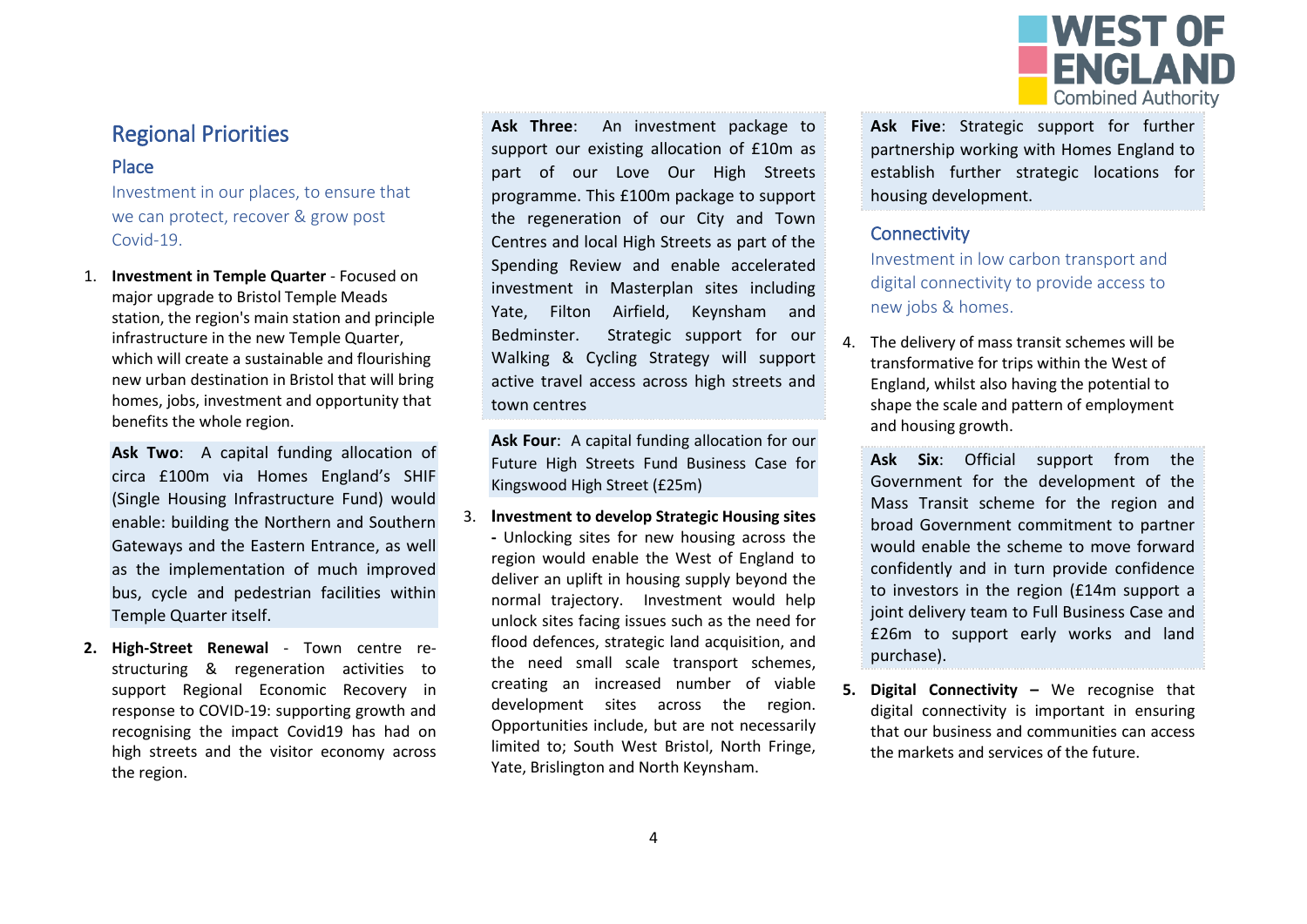## Regional Priorities

### Place

Investment in our places, to ensure that we can protect, recover & grow post Covid-19.

1. **Investment in Temple Quarter** - Focused on major upgrade to Bristol Temple Meads station, the region's main station and principle infrastructure in the new Temple Quarter, which will create a sustainable and flourishing new urban destination in Bristol that will bring homes, jobs, investment and opportunity that benefits the whole region.

   **Ask Two**: A capital funding allocation of circa £100m via Homes England's SHIF (Single Housing Infrastructure Fund) would enable: building the Northern and Southern Gateways and the Eastern Entrance, as well as the implementation of much improved bus, cycle and pedestrian facilities within Temple Quarter itself.

2. **High-Street Renewal** - Town centre re-structuring & regeneration activities to support Regional Economic Recovery in response to COVID-19: supporting growth and recognising the impact Covid19 has had on high streets and the visitor economy across the region.

   **Ask Three**: An investment package to support our existing allocation of £10m as part of our Love Our High Streets programme. This £100m package to support the regeneration of our City and Town Centres and local High Streets as part of the Spending Review and enable accelerated investment in Masterplan sites including Yate, Filton Airfield, Keynsham and Bedminster. Strategic support for our Walking & Cycling Strategy will support active travel access across high streets and town centres

   **Ask Four**: A capital funding allocation for our Future High Streets Fund Business Case for Kingswood High Street (£25m)

3. **Investment to develop Strategic Housing sites -** Unlocking sites for new housing across the region would enable the West of England to deliver an uplift in housing supply beyond the normal trajectory. Investment would help unlock sites facing issues such as the need for flood defences, strategic land acquisition, and the need small scale transport schemes, creating an increased number of viable development sites across the region. Opportunities include, but are not necessarily limited to; South West Bristol, North Fringe, Yate, Brislington and North Keynsham.

   **Ask Five**: Strategic support for further partnership working with Homes England to establish further strategic locations for housing development.

### Connectivity

Investment in low carbon transport and digital connectivity to provide access to new jobs & homes.

4. The delivery of mass transit schemes will be transformative for trips within the West of England, whilst also having the potential to shape the scale and pattern of employment and housing growth.

   **Ask Six**: Official support from the Government for the development of the Mass Transit scheme for the region and broad Government commitment to partner would enable the scheme to move forward confidently and in turn provide confidence to investors in the region (£14m support a joint delivery team to Full Business Case and £26m to support early works and land purchase).

5. **Digital Connectivity –** We recognise that digital connectivity is important in ensuring that our business and communities can access the markets and services of the future.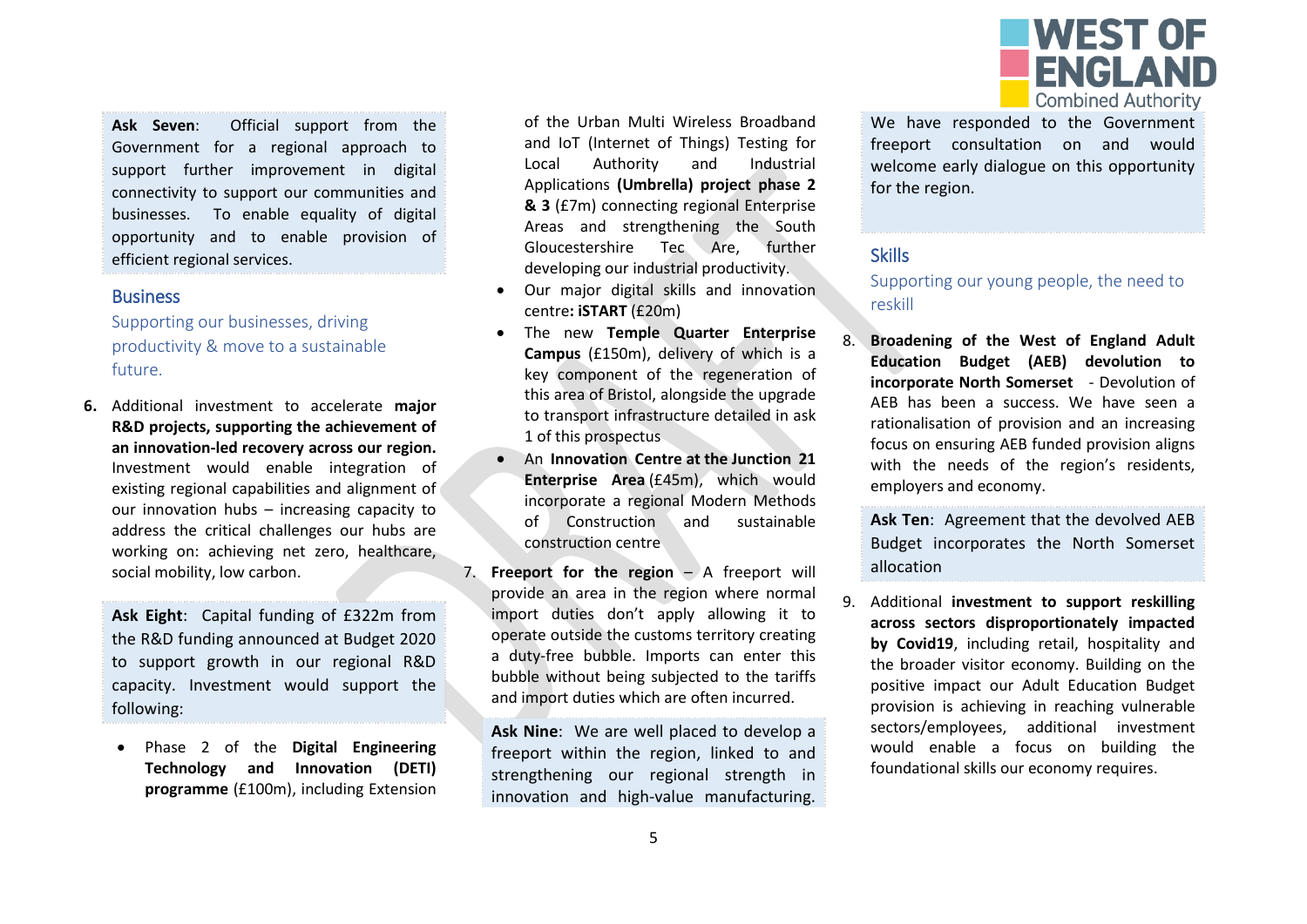**Ask Seven**: Official support from the Government for a regional approach to support further improvement in digital connectivity to support our communities and businesses. To enable equality of digital opportunity and to enable provision of efficient regional services.

## Business

### Supporting our businesses, driving productivity & move to a sustainable future.

6. Additional investment to accelerate **major R&D projects, supporting the achievement of an innovation-led recovery across our region.** Investment would enable integration of existing regional capabilities and alignment of our innovation hubs – increasing capacity to address the critical challenges our hubs are working on: achieving net zero, healthcare, social mobility, low carbon.

**Ask Eight**: Capital funding of £322m from the R&D funding announced at Budget 2020 to support growth in our regional R&D capacity. Investment would support the following:

- Phase 2 of the **Digital Engineering Technology and Innovation (DETI) programme** (£100m), including Extension of the Urban Multi Wireless Broadband and IoT (Internet of Things) Testing for Local Authority and Industrial Applications **(Umbrella) project phase 2 & 3** (£7m) connecting regional Enterprise Areas and strengthening the South Gloucestershire Tec Are, further developing our industrial productivity.
- Our major digital skills and innovation centre**: iSTART** (£20m)
- The new **Temple Quarter Enterprise Campus** (£150m), delivery of which is a key component of the regeneration of this area of Bristol, alongside the upgrade to transport infrastructure detailed in ask 1 of this prospectus
- An **Innovation Centre at the Junction 21 Enterprise Area** (£45m), which would incorporate a regional Modern Methods of Construction and sustainable construction centre

7. **Freeport for the region** – A freeport will provide an area in the region where normal import duties don't apply allowing it to operate outside the customs territory creating a duty-free bubble. Imports can enter this bubble without being subjected to the tariffs and import duties which are often incurred.

**Ask Nine**: We are well placed to develop a freeport within the region, linked to and strengthening our regional strength in innovation and high-value manufacturing. We have responded to the Government freeport consultation on and would welcome early dialogue on this opportunity for the region.

## Skills

### Supporting our young people, the need to reskill

8. **Broadening of the West of England Adult Education Budget (AEB) devolution to incorporate North Somerset** - Devolution of AEB has been a success. We have seen a rationalisation of provision and an increasing focus on ensuring AEB funded provision aligns with the needs of the region's residents, employers and economy.

**Ask Ten**: Agreement that the devolved AEB Budget incorporates the North Somerset allocation

9. Additional **investment to support reskilling across sectors disproportionately impacted by Covid19**, including retail, hospitality and the broader visitor economy. Building on the positive impact our Adult Education Budget provision is achieving in reaching vulnerable sectors/employees, additional investment would enable a focus on building the foundational skills our economy requires.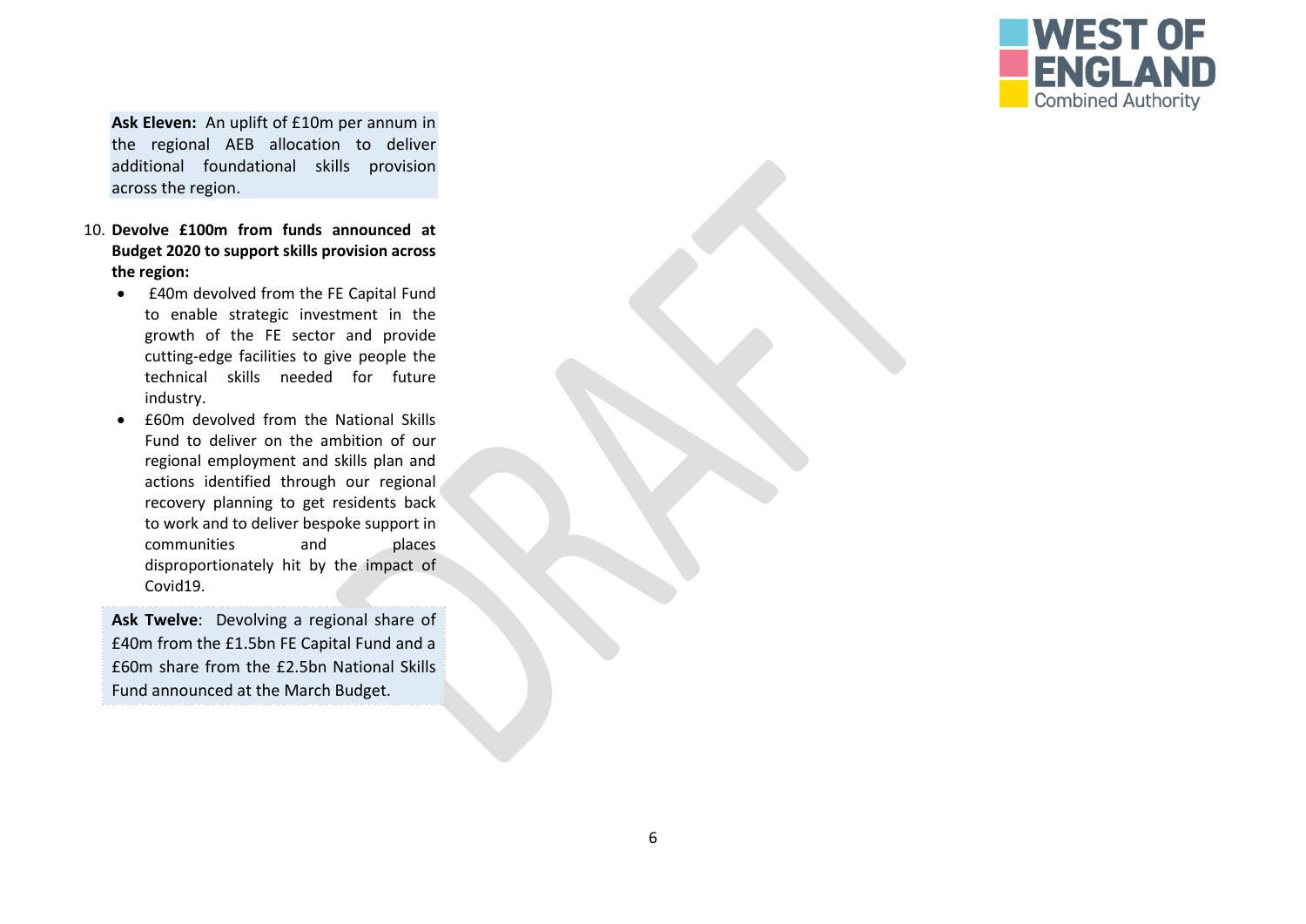**Ask Eleven:** An uplift of £10m per annum in the regional AEB allocation to deliver additional foundational skills provision across the region.

10. **Devolve £100m from funds announced at Budget 2020 to support skills provision across the region:**
    - £40m devolved from the FE Capital Fund to enable strategic investment in the growth of the FE sector and provide cutting-edge facilities to give people the technical skills needed for future industry.
    - £60m devolved from the National Skills Fund to deliver on the ambition of our regional employment and skills plan and actions identified through our regional recovery planning to get residents back to work and to deliver bespoke support in communities and places disproportionately hit by the impact of Covid19.

**Ask Twelve**: Devolving a regional share of £40m from the £1.5bn FE Capital Fund and a £60m share from the £2.5bn National Skills Fund announced at the March Budget.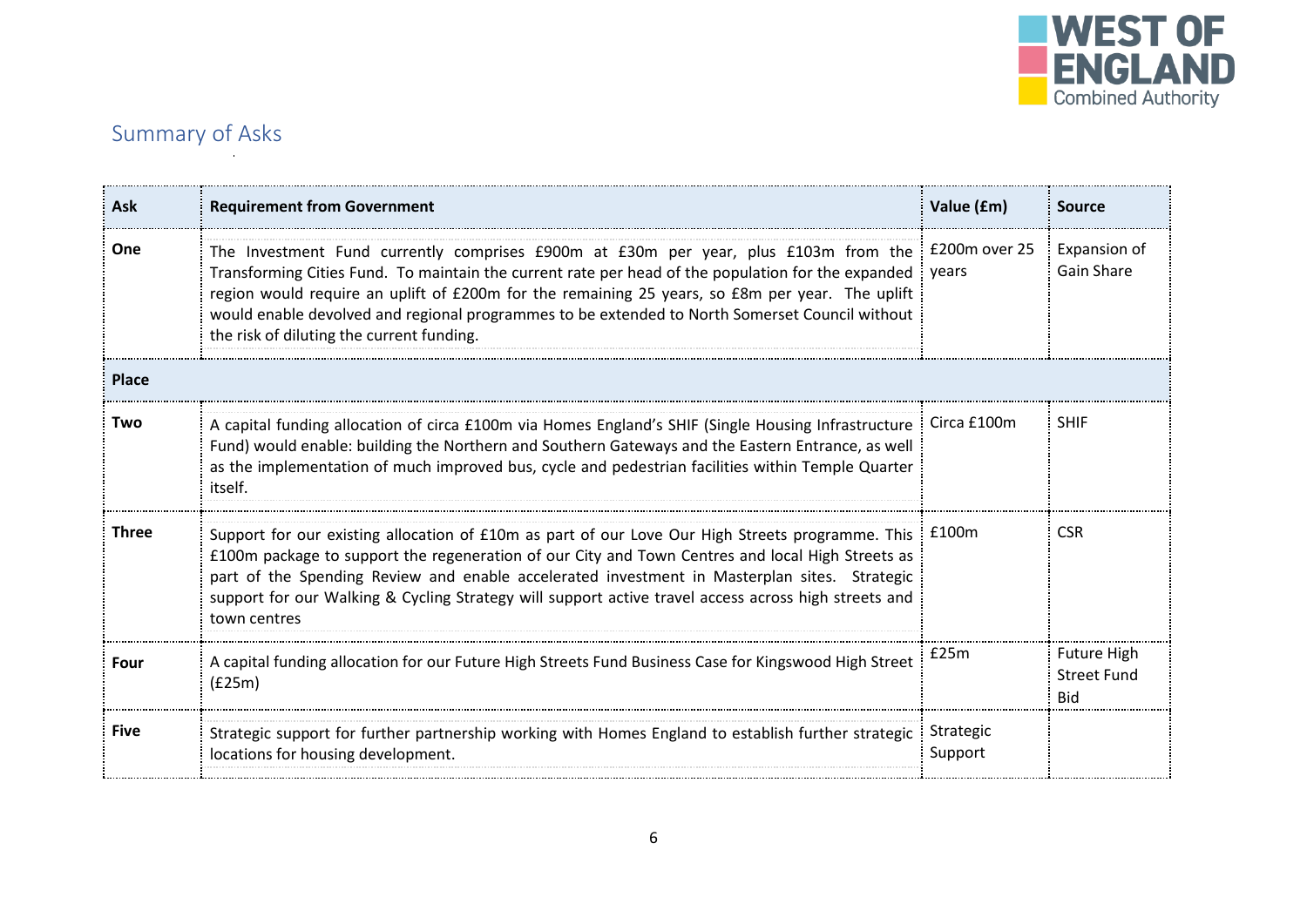## Summary of Asks

| Ask | Requirement from Government | Value (£m) | Source |
|---|---|---|---|
| **One** | The Investment Fund currently comprises £900m at £30m per year, plus £103m from the Transforming Cities Fund. To maintain the current rate per head of the population for the expanded region would require an uplift of £200m for the remaining 25 years, so £8m per year. The uplift would enable devolved and regional programmes to be extended to North Somerset Council without the risk of diluting the current funding. | £200m over 25 years | Expansion of Gain Share |
| **Place** | | | |
| **Two** | A capital funding allocation of circa £100m via Homes England's SHIF (Single Housing Infrastructure Fund) would enable: building the Northern and Southern Gateways and the Eastern Entrance, as well as the implementation of much improved bus, cycle and pedestrian facilities within Temple Quarter itself. | Circa £100m | SHIF |
| **Three** | Support for our existing allocation of £10m as part of our Love Our High Streets programme. This £100m package to support the regeneration of our City and Town Centres and local High Streets as part of the Spending Review and enable accelerated investment in Masterplan sites. Strategic support for our Walking & Cycling Strategy will support active travel access across high streets and town centres | £100m | CSR |
| **Four** | A capital funding allocation for our Future High Streets Fund Business Case for Kingswood High Street (£25m) | £25m | Future High Street Fund Bid |
| **Five** | Strategic support for further partnership working with Homes England to establish further strategic locations for housing development. | Strategic Support | |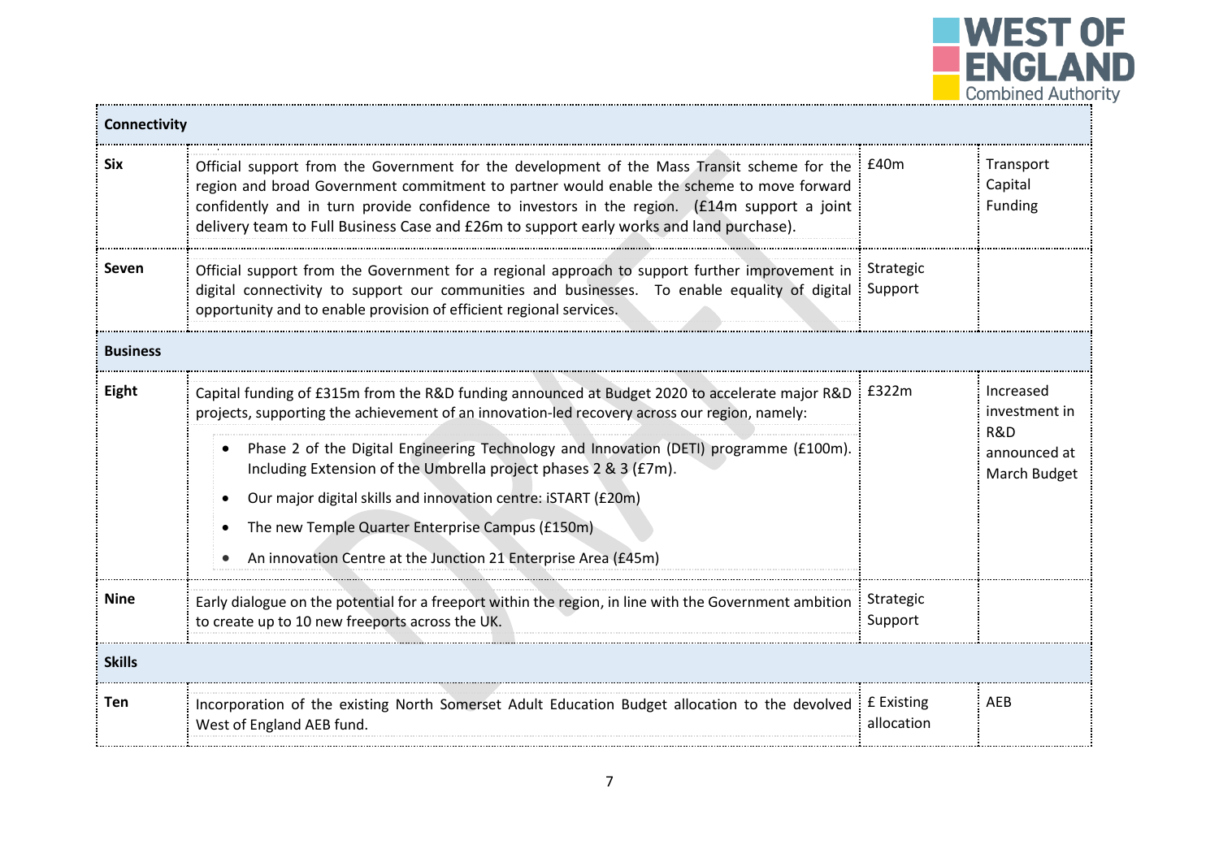| Connectivity | | | |
|---|---|---|---|
| **Six** | Official support from the Government for the development of the Mass Transit scheme for the region and broad Government commitment to partner would enable the scheme to move forward confidently and in turn provide confidence to investors in the region. (£14m support a joint delivery team to Full Business Case and £26m to support early works and land purchase). | £40m | Transport Capital Funding |
| **Seven** | Official support from the Government for a regional approach to support further improvement in digital connectivity to support our communities and businesses. To enable equality of digital opportunity and to enable provision of efficient regional services. | Strategic Support | |
| **Business** | | | |
| **Eight** | Capital funding of £315m from the R&D funding announced at Budget 2020 to accelerate major R&D projects, supporting the achievement of an innovation-led recovery across our region, namely:<br>• Phase 2 of the Digital Engineering Technology and Innovation (DETI) programme (£100m). Including Extension of the Umbrella project phases 2 & 3 (£7m).<br>• Our major digital skills and innovation centre: iSTART (£20m)<br>• The new Temple Quarter Enterprise Campus (£150m)<br>• An innovation Centre at the Junction 21 Enterprise Area (£45m) | £322m | Increased investment in R&D announced at March Budget |
| **Nine** | Early dialogue on the potential for a freeport within the region, in line with the Government ambition to create up to 10 new freeports across the UK. | Strategic Support | |
| **Skills** | | | |
| **Ten** | Incorporation of the existing North Somerset Adult Education Budget allocation to the devolved West of England AEB fund. | £ Existing allocation | AEB |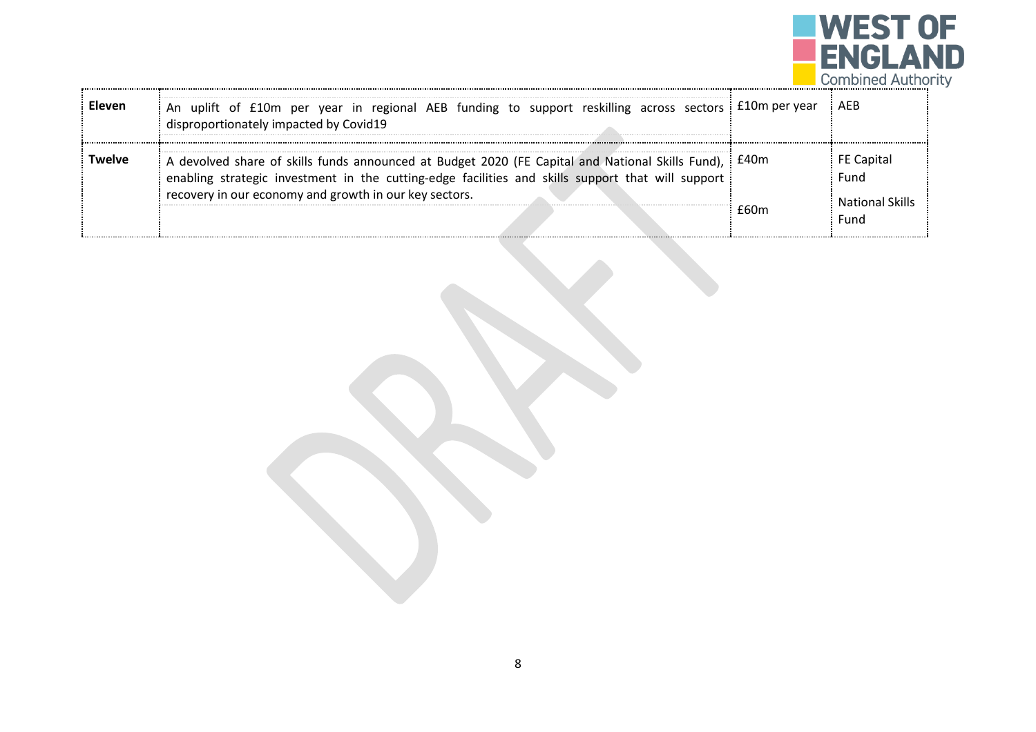| | | | |
|---|---|---|---|
| **Eleven** | An uplift of £10m per year in regional AEB funding to support reskilling across sectors disproportionately impacted by Covid19 | £10m per year | AEB |
| **Twelve** | A devolved share of skills funds announced at Budget 2020 (FE Capital and National Skills Fund), enabling strategic investment in the cutting-edge facilities and skills support that will support recovery in our economy and growth in our key sectors. | £40m | FE Capital Fund |
| | | £60m | National Skills Fund |